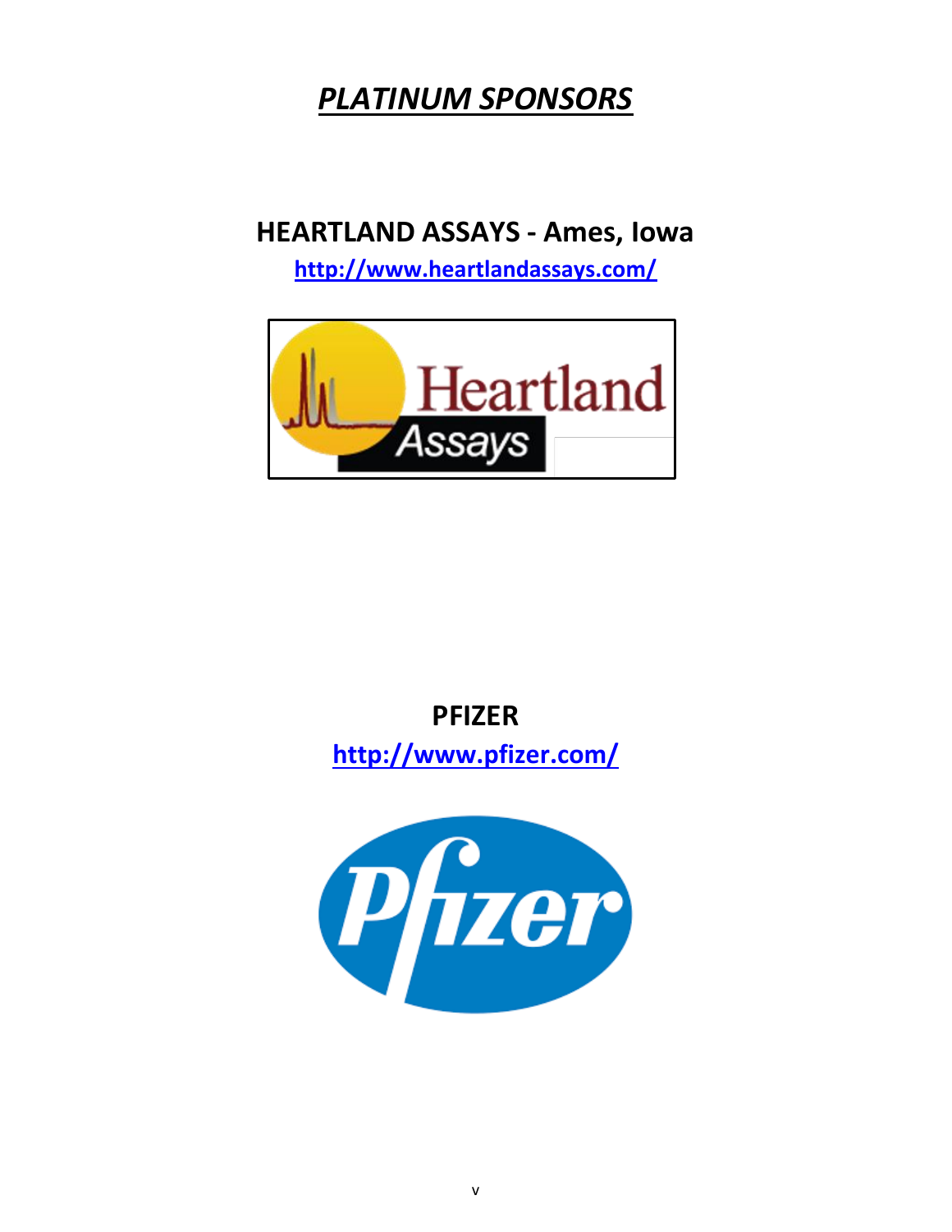# *PLATINUM SPONSORS*

## HEARTLAND ASSAYS - Ames, Iowa

**http://www.heartlandassays.com/**

## PFIZER

**http://www.pfizer.com/**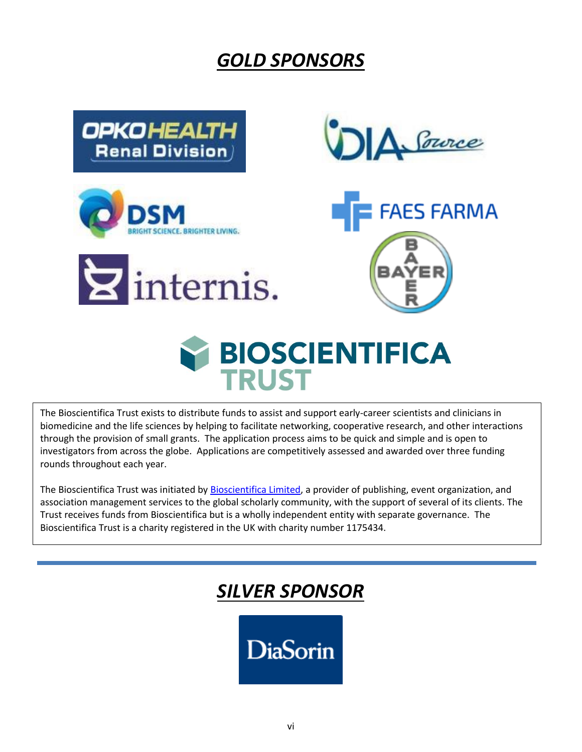# *GOLD SPONSORS*

OPKO HEALTH Renal Division

DIA Source

DSM BRIGHT SCIENCE. BRIGHTER LIVING.

FAES FARMA

internis.

BAYER

BIOSCIENTIFICA TRUST

The Bioscientifica Trust exists to distribute funds to assist and support early-career scientists and clinicians in biomedicine and the life sciences by helping to facilitate networking, cooperative research, and other interactions through the provision of small grants. The application process aims to be quick and simple and is open to investigators from across the globe. Applications are competitively assessed and awarded over three funding rounds throughout each year.

The Bioscientifica Trust was initiated by [Bioscientifica Limited](), a provider of publishing, event organization, and association management services to the global scholarly community, with the support of several of its clients. The Trust receives funds from Bioscientifica but is a wholly independent entity with separate governance. The Bioscientifica Trust is a charity registered in the UK with charity number 1175434.

# *SILVER SPONSOR*

DiaSorin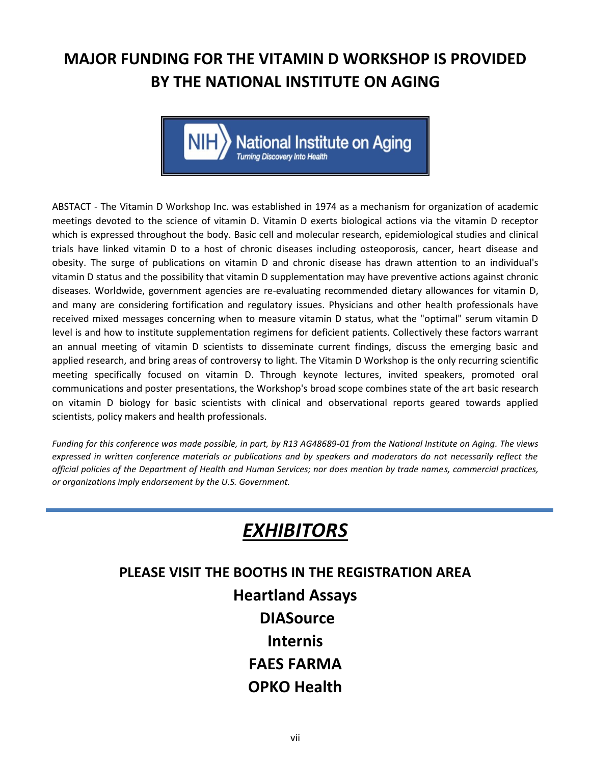# MAJOR FUNDING FOR THE VITAMIN D WORKSHOP IS PROVIDED BY THE NATIONAL INSTITUTE ON AGING

NIH National Institute on Aging
Turning Discovery Into Health

ABSTACT - The Vitamin D Workshop Inc. was established in 1974 as a mechanism for organization of academic meetings devoted to the science of vitamin D. Vitamin D exerts biological actions via the vitamin D receptor which is expressed throughout the body. Basic cell and molecular research, epidemiological studies and clinical trials have linked vitamin D to a host of chronic diseases including osteoporosis, cancer, heart disease and obesity. The surge of publications on vitamin D and chronic disease has drawn attention to an individual's vitamin D status and the possibility that vitamin D supplementation may have preventive actions against chronic diseases. Worldwide, government agencies are re-evaluating recommended dietary allowances for vitamin D, and many are considering fortification and regulatory issues. Physicians and other health professionals have received mixed messages concerning when to measure vitamin D status, what the "optimal" serum vitamin D level is and how to institute supplementation regimens for deficient patients. Collectively these factors warrant an annual meeting of vitamin D scientists to disseminate current findings, discuss the emerging basic and applied research, and bring areas of controversy to light. The Vitamin D Workshop is the only recurring scientific meeting specifically focused on vitamin D. Through keynote lectures, invited speakers, promoted oral communications and poster presentations, the Workshop's broad scope combines state of the art basic research on vitamin D biology for basic scientists with clinical and observational reports geared towards applied scientists, policy makers and health professionals.

*Funding for this conference was made possible, in part, by R13 AG48689-01 from the National Institute on Aging. The views expressed in written conference materials or publications and by speakers and moderators do not necessarily reflect the official policies of the Department of Health and Human Services; nor does mention by trade names, commercial practices, or organizations imply endorsement by the U.S. Government.*

---

# ***EXHIBITORS***

**PLEASE VISIT THE BOOTHS IN THE REGISTRATION AREA**

**Heartland Assays**

**DIASource**

**Internis**

**FAES FARMA**

**OPKO Health**